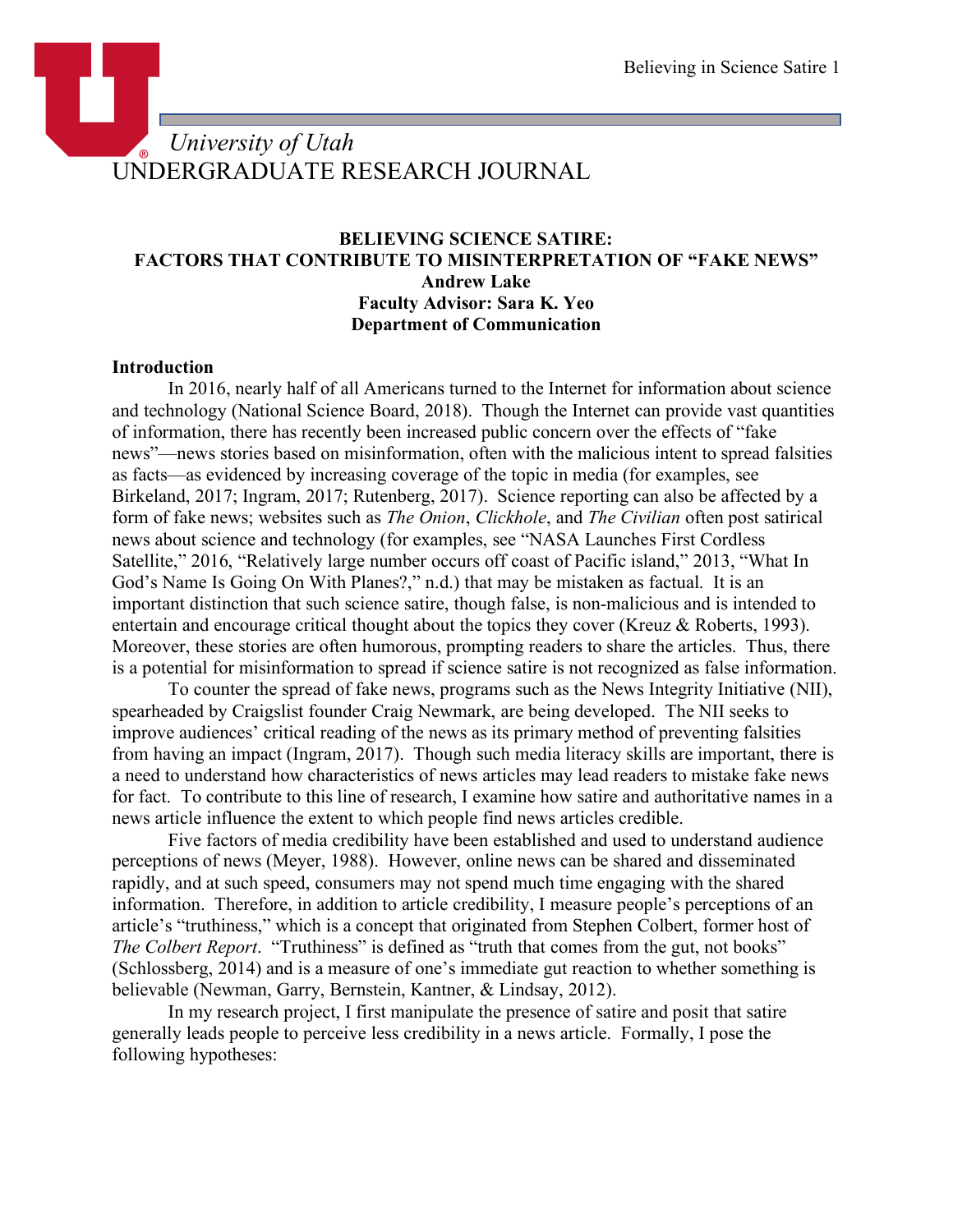*University of Utah*
UNDERGRADUATE RESEARCH JOURNAL

**BELIEVING SCIENCE SATIRE: FACTORS THAT CONTRIBUTE TO MISINTERPRETATION OF "FAKE NEWS"**
**Andrew Lake**
**Faculty Advisor: Sara K. Yeo**
**Department of Communication**

## Introduction

In 2016, nearly half of all Americans turned to the Internet for information about science and technology (National Science Board, 2018). Though the Internet can provide vast quantities of information, there has recently been increased public concern over the effects of "fake news"—news stories based on misinformation, often with the malicious intent to spread falsities as facts—as evidenced by increasing coverage of the topic in media (for examples, see Birkeland, 2017; Ingram, 2017; Rutenberg, 2017). Science reporting can also be affected by a form of fake news; websites such as *The Onion*, *Clickhole*, and *The Civilian* often post satirical news about science and technology (for examples, see "NASA Launches First Cordless Satellite," 2016, "Relatively large number occurs off coast of Pacific island," 2013, "What In God's Name Is Going On With Planes?," n.d.) that may be mistaken as factual. It is an important distinction that such science satire, though false, is non-malicious and is intended to entertain and encourage critical thought about the topics they cover (Kreuz & Roberts, 1993). Moreover, these stories are often humorous, prompting readers to share the articles. Thus, there is a potential for misinformation to spread if science satire is not recognized as false information.

To counter the spread of fake news, programs such as the News Integrity Initiative (NII), spearheaded by Craigslist founder Craig Newmark, are being developed. The NII seeks to improve audiences' critical reading of the news as its primary method of preventing falsities from having an impact (Ingram, 2017). Though such media literacy skills are important, there is a need to understand how characteristics of news articles may lead readers to mistake fake news for fact. To contribute to this line of research, I examine how satire and authoritative names in a news article influence the extent to which people find news articles credible.

Five factors of media credibility have been established and used to understand audience perceptions of news (Meyer, 1988). However, online news can be shared and disseminated rapidly, and at such speed, consumers may not spend much time engaging with the shared information. Therefore, in addition to article credibility, I measure people's perceptions of an article's "truthiness," which is a concept that originated from Stephen Colbert, former host of *The Colbert Report*. "Truthiness" is defined as "truth that comes from the gut, not books" (Schlossberg, 2014) and is a measure of one's immediate gut reaction to whether something is believable (Newman, Garry, Bernstein, Kantner, & Lindsay, 2012).

In my research project, I first manipulate the presence of satire and posit that satire generally leads people to perceive less credibility in a news article. Formally, I pose the following hypotheses: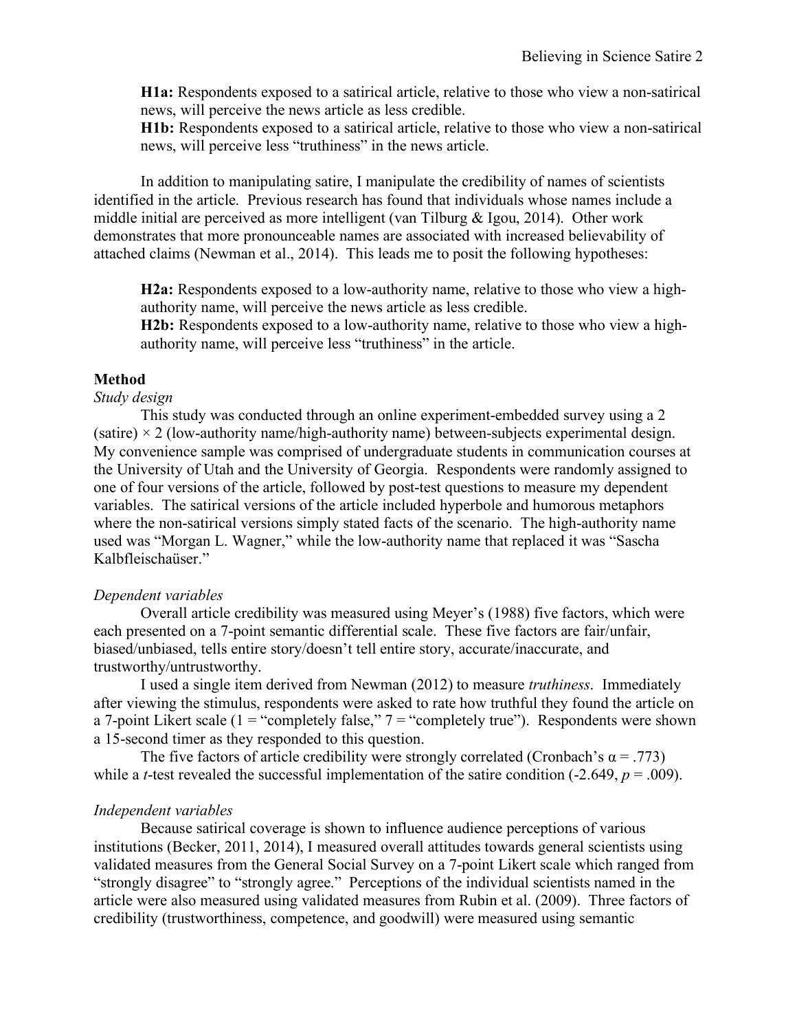**H1a:** Respondents exposed to a satirical article, relative to those who view a non-satirical news, will perceive the news article as less credible.

**H1b:** Respondents exposed to a satirical article, relative to those who view a non-satirical news, will perceive less "truthiness" in the news article.

In addition to manipulating satire, I manipulate the credibility of names of scientists identified in the article. Previous research has found that individuals whose names include a middle initial are perceived as more intelligent (van Tilburg & Igou, 2014). Other work demonstrates that more pronounceable names are associated with increased believability of attached claims (Newman et al., 2014). This leads me to posit the following hypotheses:

**H2a:** Respondents exposed to a low-authority name, relative to those who view a high-authority name, will perceive the news article as less credible.

**H2b:** Respondents exposed to a low-authority name, relative to those who view a high-authority name, will perceive less "truthiness" in the article.

## Method

### *Study design*

This study was conducted through an online experiment-embedded survey using a 2 (satire) × 2 (low-authority name/high-authority name) between-subjects experimental design. My convenience sample was comprised of undergraduate students in communication courses at the University of Utah and the University of Georgia. Respondents were randomly assigned to one of four versions of the article, followed by post-test questions to measure my dependent variables. The satirical versions of the article included hyperbole and humorous metaphors where the non-satirical versions simply stated facts of the scenario. The high-authority name used was "Morgan L. Wagner," while the low-authority name that replaced it was "Sascha Kalbfleischaüser."

### *Dependent variables*

Overall article credibility was measured using Meyer's (1988) five factors, which were each presented on a 7-point semantic differential scale. These five factors are fair/unfair, biased/unbiased, tells entire story/doesn't tell entire story, accurate/inaccurate, and trustworthy/untrustworthy.

I used a single item derived from Newman (2012) to measure *truthiness*. Immediately after viewing the stimulus, respondents were asked to rate how truthful they found the article on a 7-point Likert scale (1 = "completely false," 7 = "completely true"). Respondents were shown a 15-second timer as they responded to this question.

The five factors of article credibility were strongly correlated (Cronbach's $\alpha = .773$) while a *t*-test revealed the successful implementation of the satire condition ($-2.649$, $p = .009$).

### *Independent variables*

Because satirical coverage is shown to influence audience perceptions of various institutions (Becker, 2011, 2014), I measured overall attitudes towards general scientists using validated measures from the General Social Survey on a 7-point Likert scale which ranged from "strongly disagree" to "strongly agree." Perceptions of the individual scientists named in the article were also measured using validated measures from Rubin et al. (2009). Three factors of credibility (trustworthiness, competence, and goodwill) were measured using semantic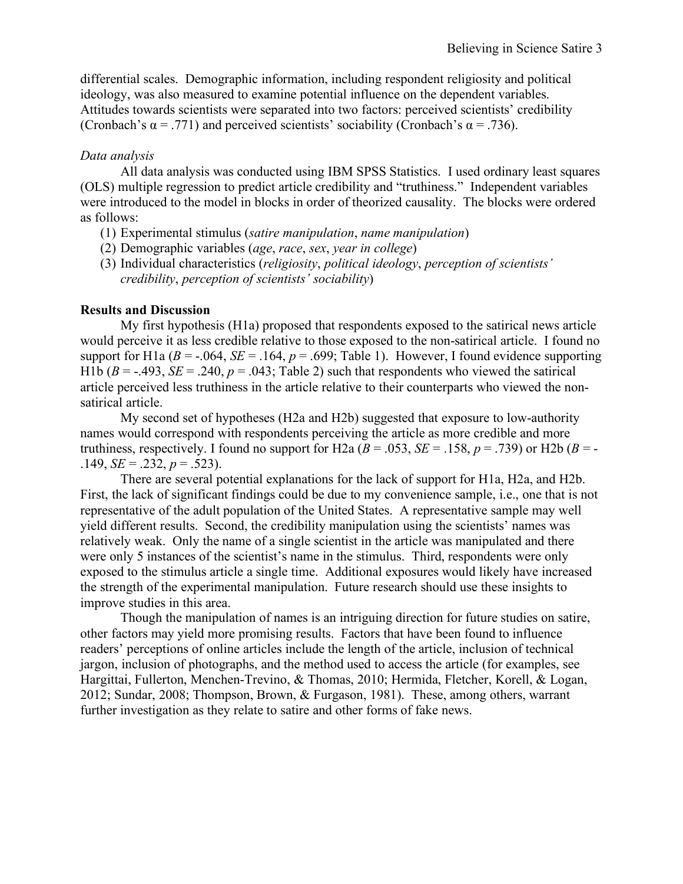differential scales. Demographic information, including respondent religiosity and political ideology, was also measured to examine potential influence on the dependent variables. Attitudes towards scientists were separated into two factors: perceived scientists' credibility (Cronbach's $\alpha = .771$) and perceived scientists' sociability (Cronbach's $\alpha = .736$).

*Data analysis*

All data analysis was conducted using IBM SPSS Statistics. I used ordinary least squares (OLS) multiple regression to predict article credibility and "truthiness." Independent variables were introduced to the model in blocks in order of theorized causality. The blocks were ordered as follows:

(1) Experimental stimulus (*satire manipulation*, *name manipulation*)
(2) Demographic variables (*age*, *race*, *sex*, *year in college*)
(3) Individual characteristics (*religiosity*, *political ideology*, *perception of scientists' credibility*, *perception of scientists' sociability*)

**Results and Discussion**

My first hypothesis (H1a) proposed that respondents exposed to the satirical news article would perceive it as less credible relative to those exposed to the non-satirical article. I found no support for H1a ($B = -.064$, $SE = .164$, $p = .699$; Table 1). However, I found evidence supporting H1b ($B = -.493$, $SE = .240$, $p = .043$; Table 2) such that respondents who viewed the satirical article perceived less truthiness in the article relative to their counterparts who viewed the non-satirical article.

My second set of hypotheses (H2a and H2b) suggested that exposure to low-authority names would correspond with respondents perceiving the article as more credible and more truthiness, respectively. I found no support for H2a ($B = .053$, $SE = .158$, $p = .739$) or H2b ($B = -.149$, $SE = .232$, $p = .523$).

There are several potential explanations for the lack of support for H1a, H2a, and H2b. First, the lack of significant findings could be due to my convenience sample, i.e., one that is not representative of the adult population of the United States. A representative sample may well yield different results. Second, the credibility manipulation using the scientists' names was relatively weak. Only the name of a single scientist in the article was manipulated and there were only 5 instances of the scientist's name in the stimulus. Third, respondents were only exposed to the stimulus article a single time. Additional exposures would likely have increased the strength of the experimental manipulation. Future research should use these insights to improve studies in this area.

Though the manipulation of names is an intriguing direction for future studies on satire, other factors may yield more promising results. Factors that have been found to influence readers' perceptions of online articles include the length of the article, inclusion of technical jargon, inclusion of photographs, and the method used to access the article (for examples, see Hargittai, Fullerton, Menchen-Trevino, & Thomas, 2010; Hermida, Fletcher, Korell, & Logan, 2012; Sundar, 2008; Thompson, Brown, & Furgason, 1981). These, among others, warrant further investigation as they relate to satire and other forms of fake news.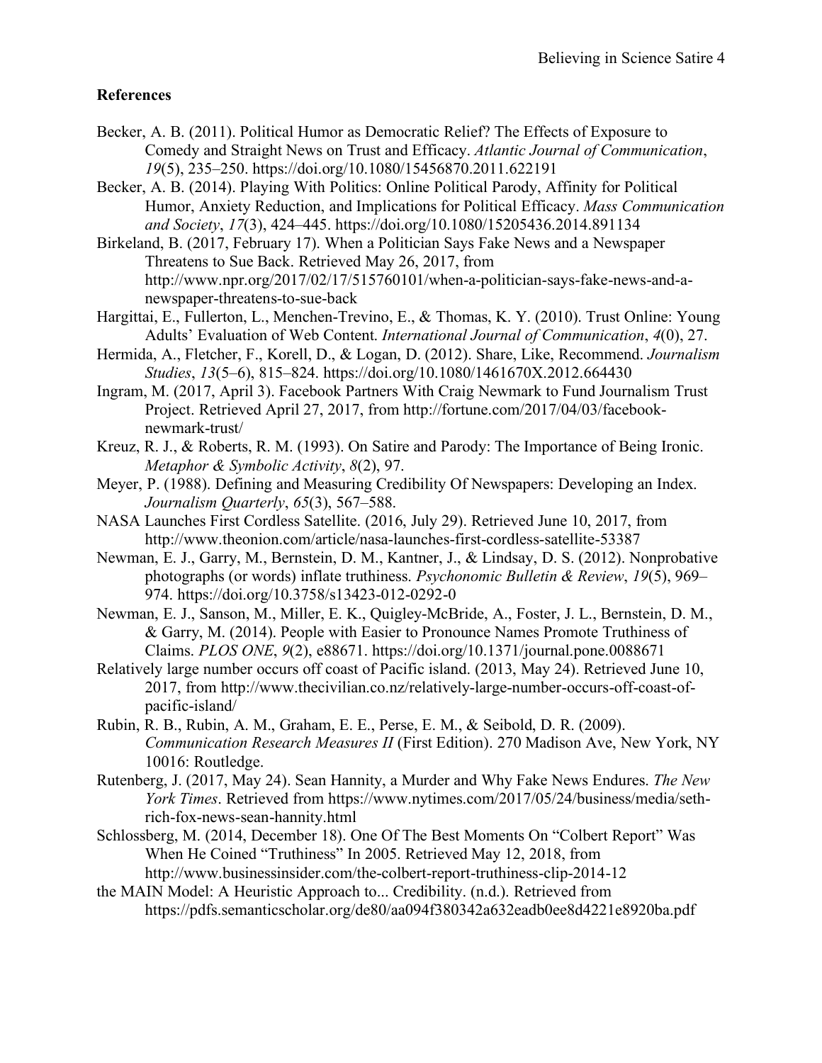**References**

Becker, A. B. (2011). Political Humor as Democratic Relief? The Effects of Exposure to Comedy and Straight News on Trust and Efficacy. *Atlantic Journal of Communication*, *19*(5), 235–250. https://doi.org/10.1080/15456870.2011.622191

Becker, A. B. (2014). Playing With Politics: Online Political Parody, Affinity for Political Humor, Anxiety Reduction, and Implications for Political Efficacy. *Mass Communication and Society*, *17*(3), 424–445. https://doi.org/10.1080/15205436.2014.891134

Birkeland, B. (2017, February 17). When a Politician Says Fake News and a Newspaper Threatens to Sue Back. Retrieved May 26, 2017, from http://www.npr.org/2017/02/17/515760101/when-a-politician-says-fake-news-and-a-newspaper-threatens-to-sue-back

Hargittai, E., Fullerton, L., Menchen-Trevino, E., & Thomas, K. Y. (2010). Trust Online: Young Adults' Evaluation of Web Content. *International Journal of Communication*, *4*(0), 27.

Hermida, A., Fletcher, F., Korell, D., & Logan, D. (2012). Share, Like, Recommend. *Journalism Studies*, *13*(5–6), 815–824. https://doi.org/10.1080/1461670X.2012.664430

Ingram, M. (2017, April 3). Facebook Partners With Craig Newmark to Fund Journalism Trust Project. Retrieved April 27, 2017, from http://fortune.com/2017/04/03/facebook-newmark-trust/

Kreuz, R. J., & Roberts, R. M. (1993). On Satire and Parody: The Importance of Being Ironic. *Metaphor & Symbolic Activity*, *8*(2), 97.

Meyer, P. (1988). Defining and Measuring Credibility Of Newspapers: Developing an Index. *Journalism Quarterly*, *65*(3), 567–588.

NASA Launches First Cordless Satellite. (2016, July 29). Retrieved June 10, 2017, from http://www.theonion.com/article/nasa-launches-first-cordless-satellite-53387

Newman, E. J., Garry, M., Bernstein, D. M., Kantner, J., & Lindsay, D. S. (2012). Nonprobative photographs (or words) inflate truthiness. *Psychonomic Bulletin & Review*, *19*(5), 969–974. https://doi.org/10.3758/s13423-012-0292-0

Newman, E. J., Sanson, M., Miller, E. K., Quigley-McBride, A., Foster, J. L., Bernstein, D. M., & Garry, M. (2014). People with Easier to Pronounce Names Promote Truthiness of Claims. *PLOS ONE*, *9*(2), e88671. https://doi.org/10.1371/journal.pone.0088671

Relatively large number occurs off coast of Pacific island. (2013, May 24). Retrieved June 10, 2017, from http://www.thecivilian.co.nz/relatively-large-number-occurs-off-coast-of-pacific-island/

Rubin, R. B., Rubin, A. M., Graham, E. E., Perse, E. M., & Seibold, D. R. (2009). *Communication Research Measures II* (First Edition). 270 Madison Ave, New York, NY 10016: Routledge.

Rutenberg, J. (2017, May 24). Sean Hannity, a Murder and Why Fake News Endures. *The New York Times*. Retrieved from https://www.nytimes.com/2017/05/24/business/media/seth-rich-fox-news-sean-hannity.html

Schlossberg, M. (2014, December 18). One Of The Best Moments On "Colbert Report" Was When He Coined "Truthiness" In 2005. Retrieved May 12, 2018, from http://www.businessinsider.com/the-colbert-report-truthiness-clip-2014-12

the MAIN Model: A Heuristic Approach to... Credibility. (n.d.). Retrieved from https://pdfs.semanticscholar.org/de80/aa094f380342a632eadb0ee8d4221e8920ba.pdf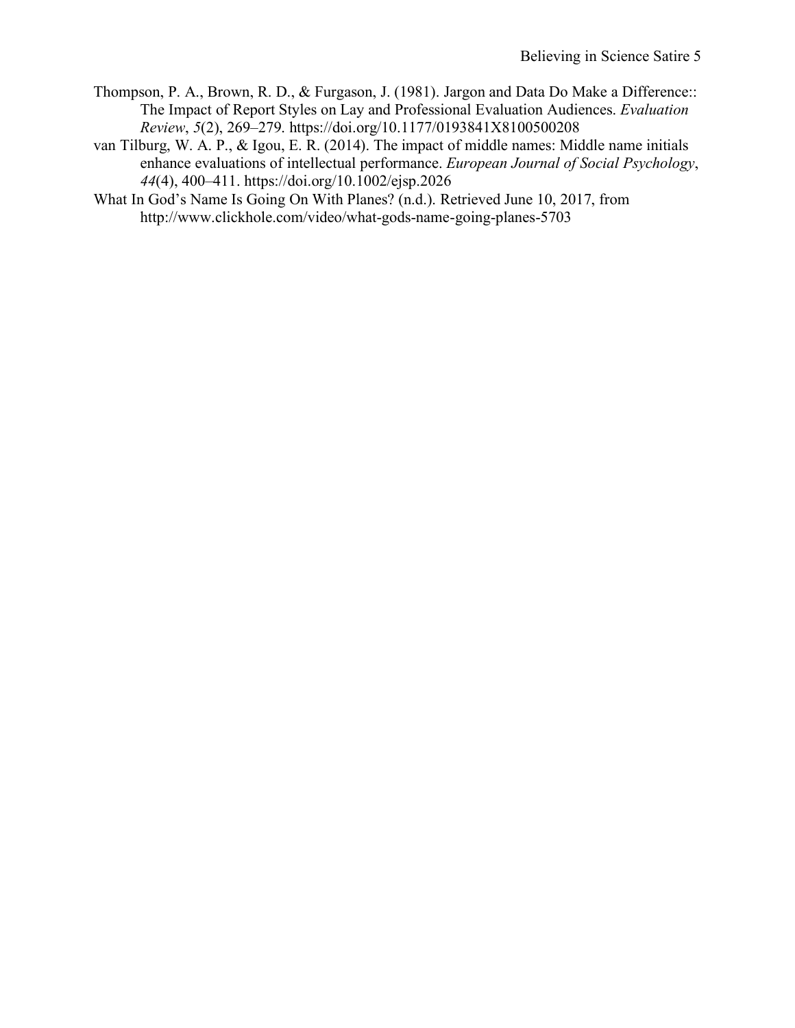Thompson, P. A., Brown, R. D., & Furgason, J. (1981). Jargon and Data Do Make a Difference:: The Impact of Report Styles on Lay and Professional Evaluation Audiences. *Evaluation Review*, *5*(2), 269–279. https://doi.org/10.1177/0193841X8100500208

van Tilburg, W. A. P., & Igou, E. R. (2014). The impact of middle names: Middle name initials enhance evaluations of intellectual performance. *European Journal of Social Psychology*, *44*(4), 400–411. https://doi.org/10.1002/ejsp.2026

What In God's Name Is Going On With Planes? (n.d.). Retrieved June 10, 2017, from http://www.clickhole.com/video/what-gods-name-going-planes-5703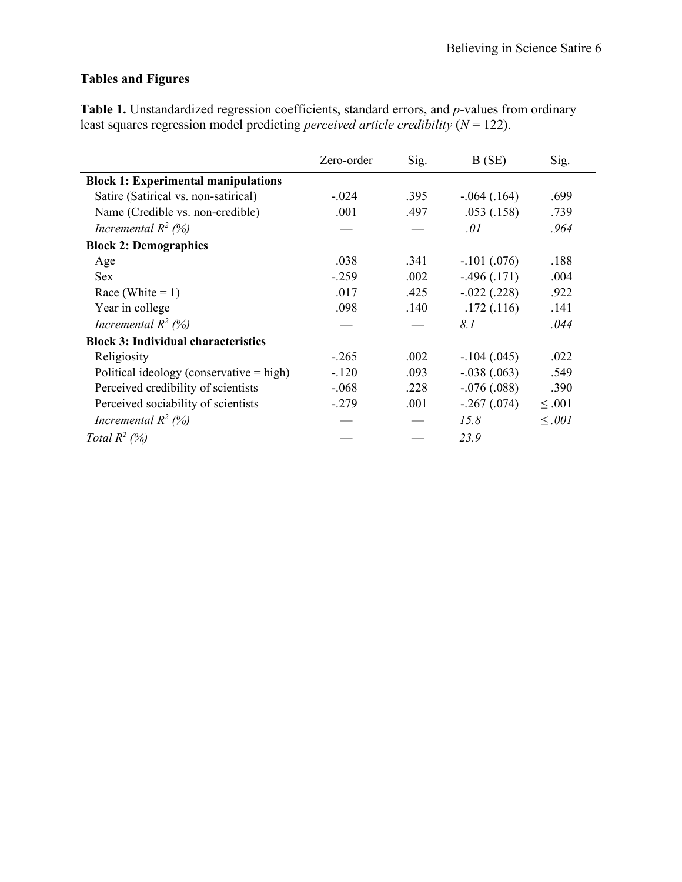## Tables and Figures

**Table 1.** Unstandardized regression coefficients, standard errors, and *p*-values from ordinary least squares regression model predicting *perceived article credibility* ($N = 122$).

| | Zero-order | Sig. | B (SE) | Sig. |
|---|---|---|---|---|
| **Block 1: Experimental manipulations** | | | | |
| Satire (Satirical vs. non-satirical) | -.024 | .395 | -.064 (.164) | .699 |
| Name (Credible vs. non-credible) | .001 | .497 | .053 (.158) | .739 |
| *Incremental $R^2$ (%)* | — | — | *.01* | *.964* |
| **Block 2: Demographics** | | | | |
| Age | .038 | .341 | -.101 (.076) | .188 |
| Sex | -.259 | .002 | -.496 (.171) | .004 |
| Race (White = 1) | .017 | .425 | -.022 (.228) | .922 |
| Year in college | .098 | .140 | .172 (.116) | .141 |
| *Incremental $R^2$ (%)* | — | — | *8.1* | *.044* |
| **Block 3: Individual characteristics** | | | | |
| Religiosity | -.265 | .002 | -.104 (.045) | .022 |
| Political ideology (conservative = high) | -.120 | .093 | -.038 (.063) | .549 |
| Perceived credibility of scientists | -.068 | .228 | -.076 (.088) | .390 |
| Perceived sociability of scientists | -.279 | .001 | -.267 (.074) | ≤ .001 |
| *Incremental $R^2$ (%)* | — | — | *15.8* | *≤ .001* |
| *Total $R^2$ (%)* | — | — | *23.9* | |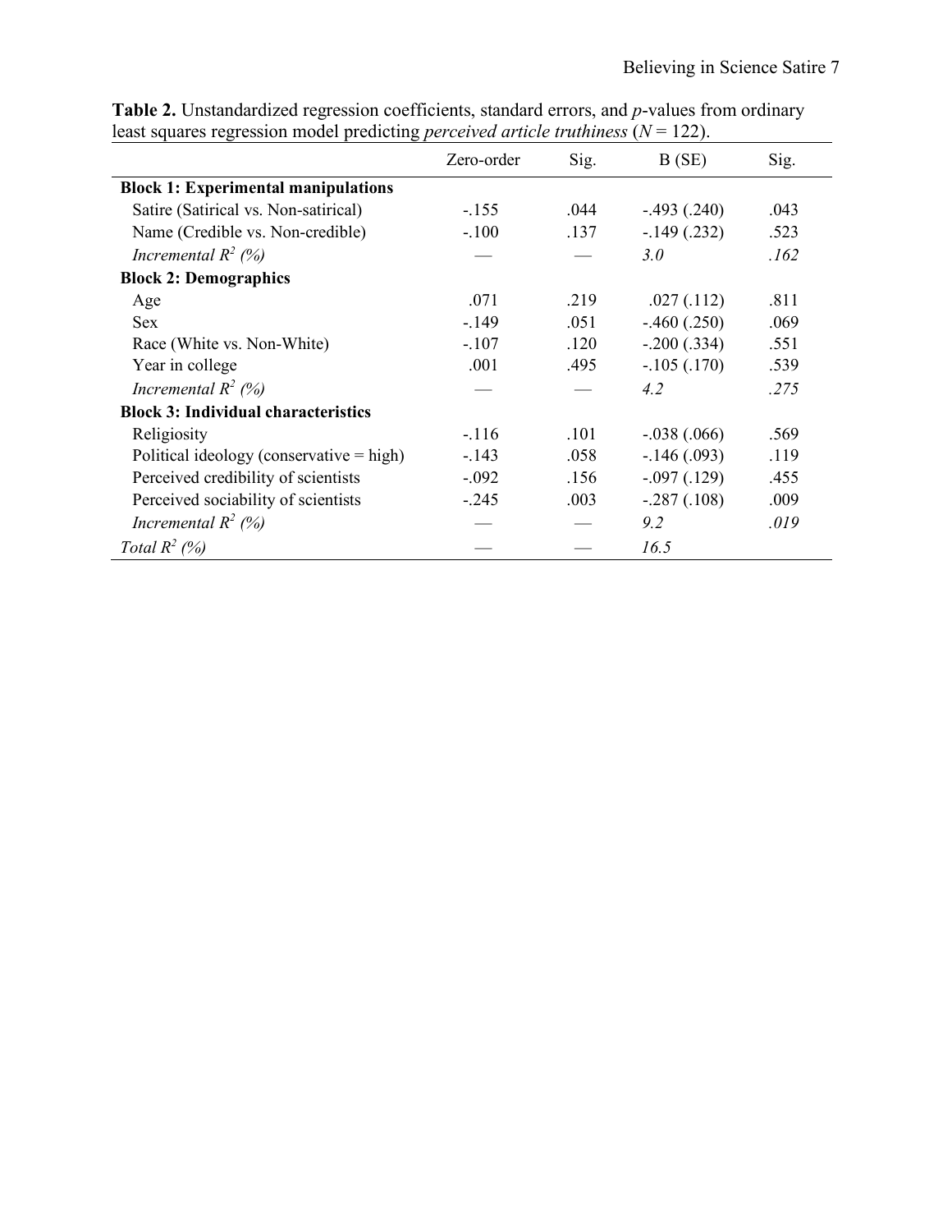**Table 2.** Unstandardized regression coefficients, standard errors, and *p*-values from ordinary least squares regression model predicting *perceived article truthiness* ($N$ = 122).

| | Zero-order | Sig. | B (SE) | Sig. |
|---|---|---|---|---|
| **Block 1: Experimental manipulations** | | | | |
| Satire (Satirical vs. Non-satirical) | -.155 | .044 | -.493 (.240) | .043 |
| Name (Credible vs. Non-credible) | -.100 | .137 | -.149 (.232) | .523 |
| *Incremental $R^2$ (%)* | — | — | *3.0* | *.162* |
| **Block 2: Demographics** | | | | |
| Age | .071 | .219 | .027 (.112) | .811 |
| Sex | -.149 | .051 | -.460 (.250) | .069 |
| Race (White vs. Non-White) | -.107 | .120 | -.200 (.334) | .551 |
| Year in college | .001 | .495 | -.105 (.170) | .539 |
| *Incremental $R^2$ (%)* | — | — | *4.2* | *.275* |
| **Block 3: Individual characteristics** | | | | |
| Religiosity | -.116 | .101 | -.038 (.066) | .569 |
| Political ideology (conservative = high) | -.143 | .058 | -.146 (.093) | .119 |
| Perceived credibility of scientists | -.092 | .156 | -.097 (.129) | .455 |
| Perceived sociability of scientists | -.245 | .003 | -.287 (.108) | .009 |
| *Incremental $R^2$ (%)* | — | — | *9.2* | *.019* |
| *Total $R^2$ (%)* | — | — | *16.5* | |